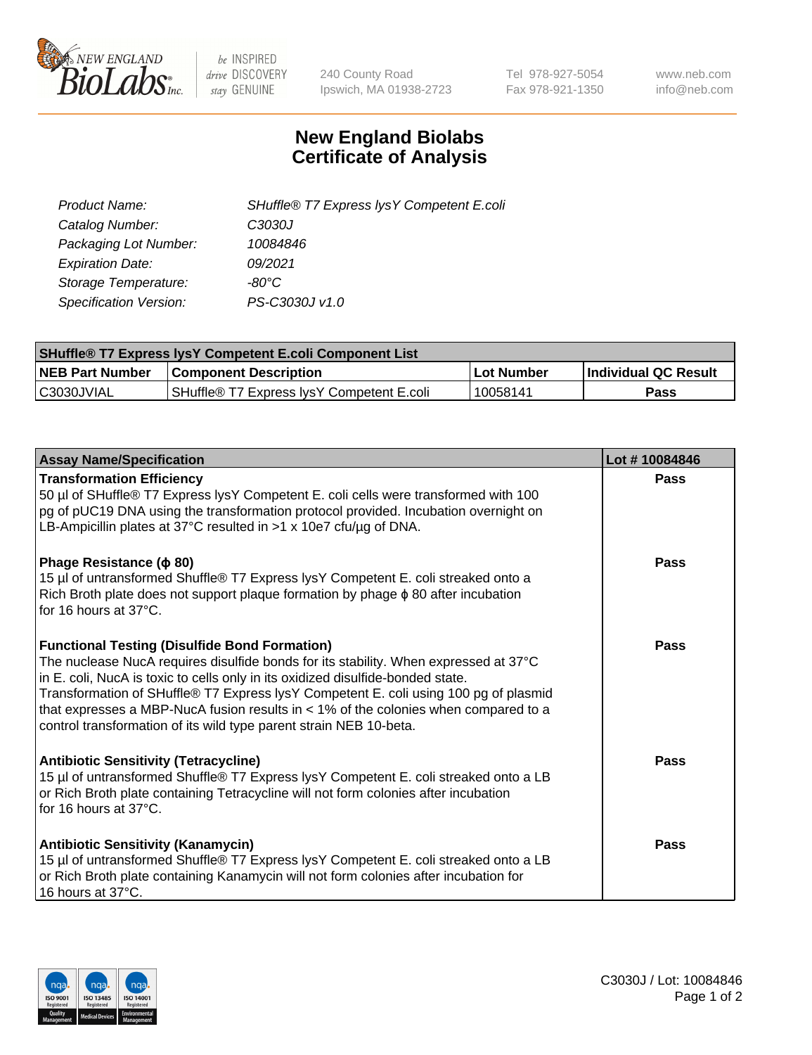NEW ENGLAND BioLabs Inc. — be INSPIRED drive DISCOVERY stay GENUINE

240 County Road
Ipswich, MA 01938-2723

Tel 978-927-5054
Fax 978-921-1350

www.neb.com
info@neb.com

# New England Biolabs
# Certificate of Analysis

| | |
|---|---|
| *Product Name:* | *SHuffle® T7 Express lysY Competent E.coli* |
| *Catalog Number:* | *C3030J* |
| *Packaging Lot Number:* | *10084846* |
| *Expiration Date:* | *09/2021* |
| *Storage Temperature:* | *-80°C* |
| *Specification Version:* | *PS-C3030J v1.0* |

| SHuffle® T7 Express lysY Competent E.coli Component List | | | |
|---|---|---|---|
| **NEB Part Number** | **Component Description** | **Lot Number** | **Individual QC Result** |
| C3030JVIAL | SHuffle® T7 Express lysY Competent E.coli | 10058141 | **Pass** |

| Assay Name/Specification | Lot # 10084846 |
|---|---|
| **Transformation Efficiency**<br>50 µl of SHuffle® T7 Express lysY Competent E. coli cells were transformed with 100 pg of pUC19 DNA using the transformation protocol provided. Incubation overnight on LB-Ampicillin plates at 37°C resulted in >1 x 10e7 cfu/µg of DNA. | **Pass** |
| **Phage Resistance (ϕ 80)**<br>15 µl of untransformed Shuffle® T7 Express lysY Competent E. coli streaked onto a Rich Broth plate does not support plaque formation by phage ϕ 80 after incubation for 16 hours at 37°C. | **Pass** |
| **Functional Testing (Disulfide Bond Formation)**<br>The nuclease NucA requires disulfide bonds for its stability. When expressed at 37°C in E. coli, NucA is toxic to cells only in its oxidized disulfide-bonded state. Transformation of SHuffle® T7 Express lysY Competent E. coli using 100 pg of plasmid that expresses a MBP-NucA fusion results in < 1% of the colonies when compared to a control transformation of its wild type parent strain NEB 10-beta. | **Pass** |
| **Antibiotic Sensitivity (Tetracycline)**<br>15 µl of untransformed Shuffle® T7 Express lysY Competent E. coli streaked onto a LB or Rich Broth plate containing Tetracycline will not form colonies after incubation for 16 hours at 37°C. | **Pass** |
| **Antibiotic Sensitivity (Kanamycin)**<br>15 µl of untransformed Shuffle® T7 Express lysY Competent E. coli streaked onto a LB or Rich Broth plate containing Kanamycin will not form colonies after incubation for 16 hours at 37°C. | **Pass** |

C3030J / Lot: 10084846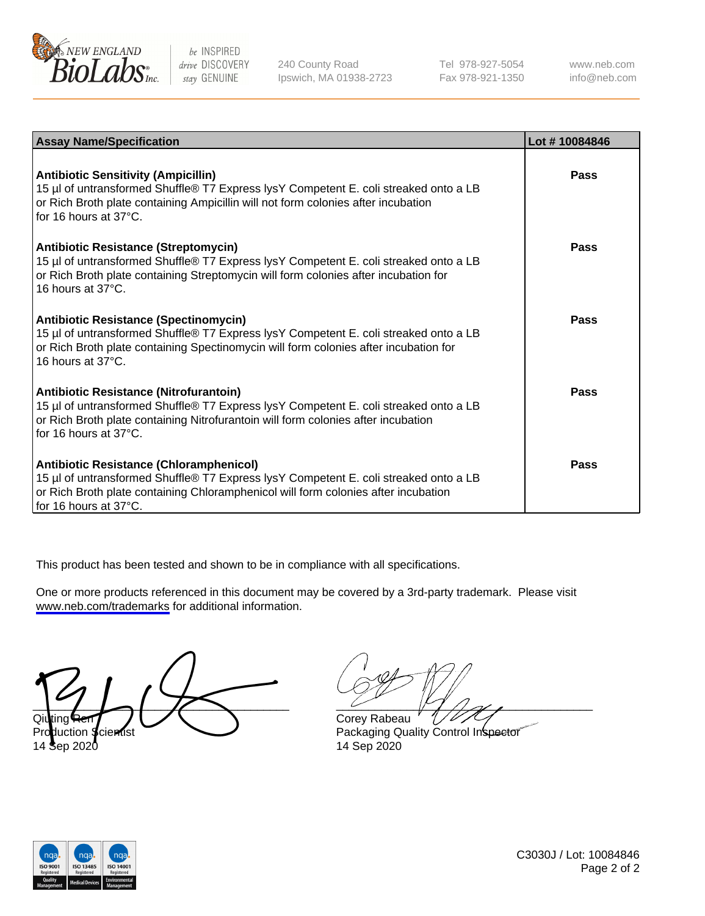| Assay Name/Specification | Lot # 10084846 |
|---|---|
| **Antibiotic Sensitivity (Ampicillin)**<br>15 µl of untransformed Shuffle® T7 Express lysY Competent E. coli streaked onto a LB or Rich Broth plate containing Ampicillin will not form colonies after incubation for 16 hours at 37°C. | **Pass** |
| **Antibiotic Resistance (Streptomycin)**<br>15 µl of untransformed Shuffle® T7 Express lysY Competent E. coli streaked onto a LB or Rich Broth plate containing Streptomycin will form colonies after incubation for 16 hours at 37°C. | **Pass** |
| **Antibiotic Resistance (Spectinomycin)**<br>15 µl of untransformed Shuffle® T7 Express lysY Competent E. coli streaked onto a LB or Rich Broth plate containing Spectinomycin will form colonies after incubation for 16 hours at 37°C. | **Pass** |
| **Antibiotic Resistance (Nitrofurantoin)**<br>15 µl of untransformed Shuffle® T7 Express lysY Competent E. coli streaked onto a LB or Rich Broth plate containing Nitrofurantoin will form colonies after incubation for 16 hours at 37°C. | **Pass** |
| **Antibiotic Resistance (Chloramphenicol)**<br>15 µl of untransformed Shuffle® T7 Express lysY Competent E. coli streaked onto a LB or Rich Broth plate containing Chloramphenicol will form colonies after incubation for 16 hours at 37°C. | **Pass** |

This product has been tested and shown to be in compliance with all specifications.

One or more products referenced in this document may be covered by a 3rd-party trademark. Please visit www.neb.com/trademarks for additional information.

Qiuting Ren
Production Scientist
14 Sep 2020

Corey Rabeau
Packaging Quality Control Inspector
14 Sep 2020

C3030J / Lot: 10084846